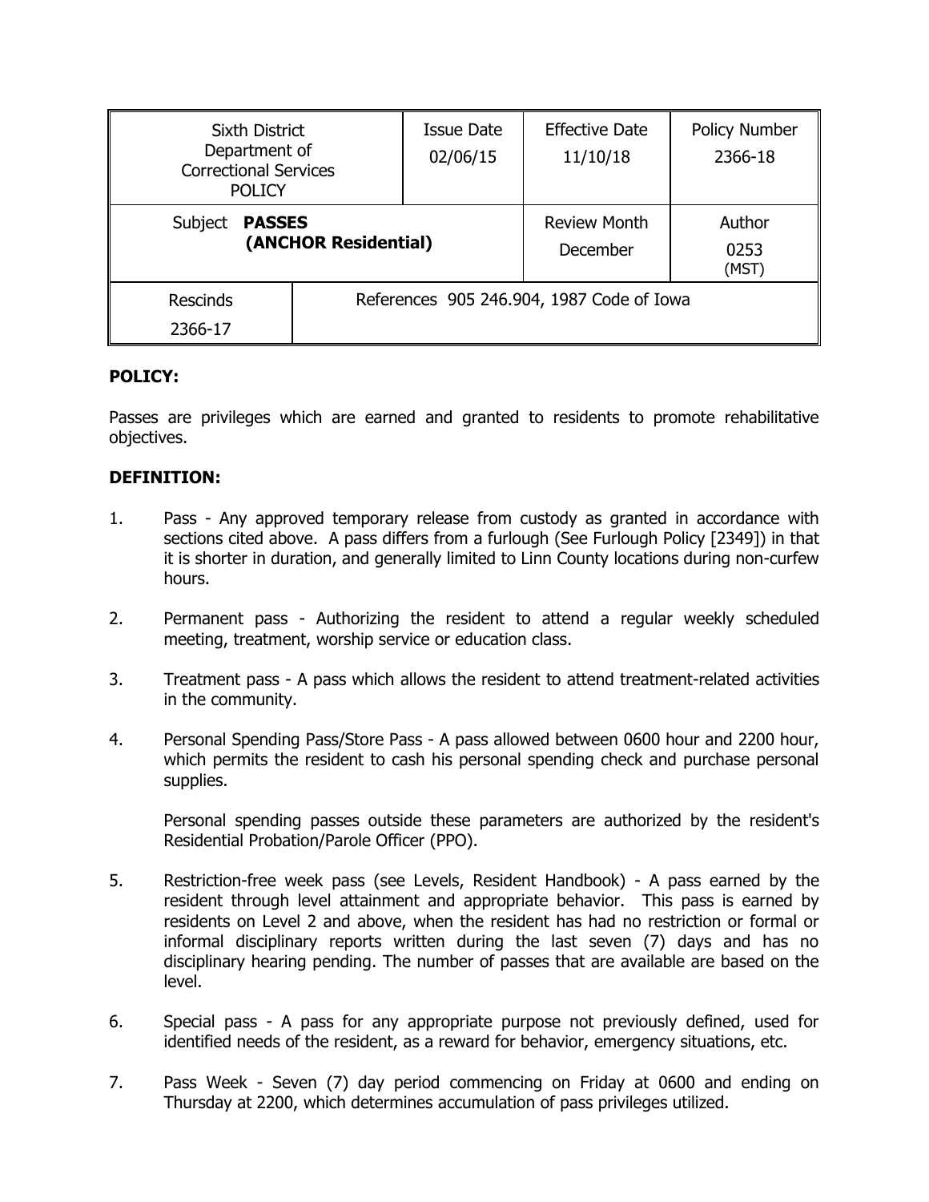| Sixth District Department of Correctional Services POLICY | | Issue Date 02/06/15 | Effective Date 11/10/18 | Policy Number 2366-18 |
|---|---|---|---|---|
| Subject **PASSES (ANCHOR Residential)** | | | Review Month December | Author 0253 (MST) |
| Rescinds 2366-17 | References 905 246.904, 1987 Code of Iowa | | | |

**POLICY:**

Passes are privileges which are earned and granted to residents to promote rehabilitative objectives.

**DEFINITION:**

1. Pass - Any approved temporary release from custody as granted in accordance with sections cited above. A pass differs from a furlough (See Furlough Policy [2349]) in that it is shorter in duration, and generally limited to Linn County locations during non-curfew hours.

2. Permanent pass - Authorizing the resident to attend a regular weekly scheduled meeting, treatment, worship service or education class.

3. Treatment pass - A pass which allows the resident to attend treatment-related activities in the community.

4. Personal Spending Pass/Store Pass - A pass allowed between 0600 hour and 2200 hour, which permits the resident to cash his personal spending check and purchase personal supplies.

   Personal spending passes outside these parameters are authorized by the resident's Residential Probation/Parole Officer (PPO).

5. Restriction-free week pass (see Levels, Resident Handbook) - A pass earned by the resident through level attainment and appropriate behavior. This pass is earned by residents on Level 2 and above, when the resident has had no restriction or formal or informal disciplinary reports written during the last seven (7) days and has no disciplinary hearing pending. The number of passes that are available are based on the level.

6. Special pass - A pass for any appropriate purpose not previously defined, used for identified needs of the resident, as a reward for behavior, emergency situations, etc.

7. Pass Week - Seven (7) day period commencing on Friday at 0600 and ending on Thursday at 2200, which determines accumulation of pass privileges utilized.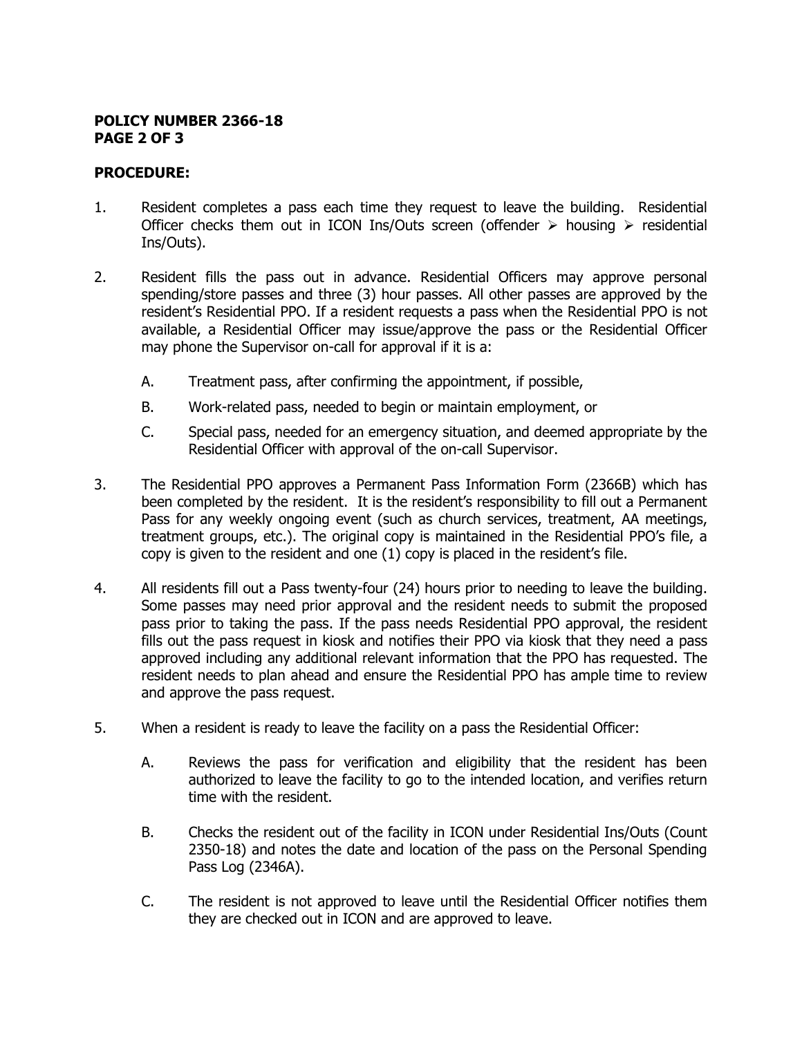**POLICY NUMBER 2366-18**
**PAGE 2 OF 3**

**PROCEDURE:**

1. Resident completes a pass each time they request to leave the building. Residential Officer checks them out in ICON Ins/Outs screen (offender ➢ housing ➢ residential Ins/Outs).

2. Resident fills the pass out in advance. Residential Officers may approve personal spending/store passes and three (3) hour passes. All other passes are approved by the resident's Residential PPO. If a resident requests a pass when the Residential PPO is not available, a Residential Officer may issue/approve the pass or the Residential Officer may phone the Supervisor on-call for approval if it is a:

   A. Treatment pass, after confirming the appointment, if possible,

   B. Work-related pass, needed to begin or maintain employment, or

   C. Special pass, needed for an emergency situation, and deemed appropriate by the Residential Officer with approval of the on-call Supervisor.

3. The Residential PPO approves a Permanent Pass Information Form (2366B) which has been completed by the resident. It is the resident's responsibility to fill out a Permanent Pass for any weekly ongoing event (such as church services, treatment, AA meetings, treatment groups, etc.). The original copy is maintained in the Residential PPO's file, a copy is given to the resident and one (1) copy is placed in the resident's file.

4. All residents fill out a Pass twenty-four (24) hours prior to needing to leave the building. Some passes may need prior approval and the resident needs to submit the proposed pass prior to taking the pass. If the pass needs Residential PPO approval, the resident fills out the pass request in kiosk and notifies their PPO via kiosk that they need a pass approved including any additional relevant information that the PPO has requested. The resident needs to plan ahead and ensure the Residential PPO has ample time to review and approve the pass request.

5. When a resident is ready to leave the facility on a pass the Residential Officer:

   A. Reviews the pass for verification and eligibility that the resident has been authorized to leave the facility to go to the intended location, and verifies return time with the resident.

   B. Checks the resident out of the facility in ICON under Residential Ins/Outs (Count 2350-18) and notes the date and location of the pass on the Personal Spending Pass Log (2346A).

   C. The resident is not approved to leave until the Residential Officer notifies them they are checked out in ICON and are approved to leave.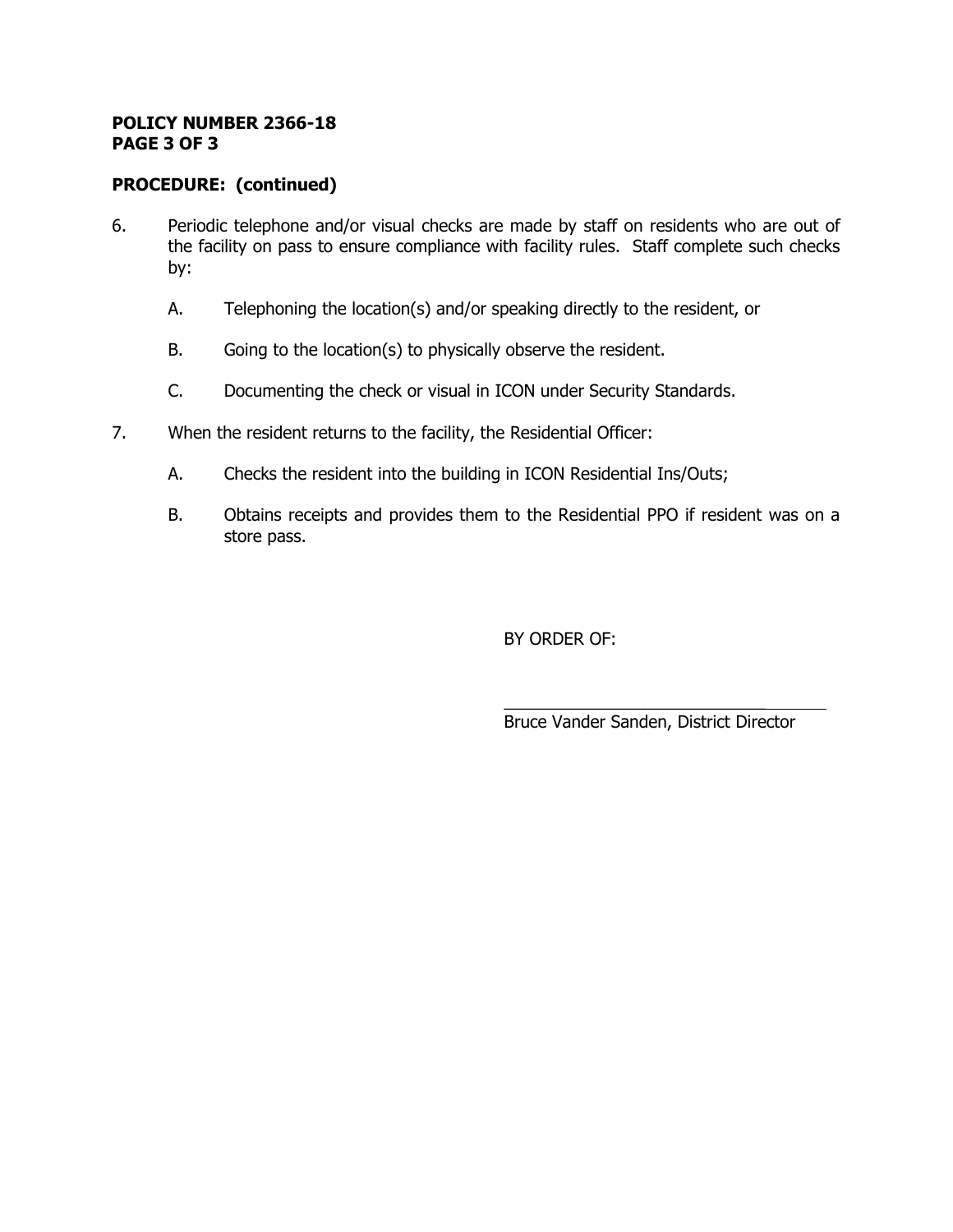**POLICY NUMBER 2366-18**

**PROCEDURE: (continued)**

6. Periodic telephone and/or visual checks are made by staff on residents who are out of the facility on pass to ensure compliance with facility rules. Staff complete such checks by:

   A. Telephoning the location(s) and/or speaking directly to the resident, or

   B. Going to the location(s) to physically observe the resident.

   C. Documenting the check or visual in ICON under Security Standards.

7. When the resident returns to the facility, the Residential Officer:

   A. Checks the resident into the building in ICON Residential Ins/Outs;

   B. Obtains receipts and provides them to the Residential PPO if resident was on a store pass.

BY ORDER OF:

\_\_\_\_\_\_\_\_\_\_\_\_\_\_\_\_\_\_\_\_\_\_\_\_\_\_\_\_\_\_

Bruce Vander Sanden, District Director